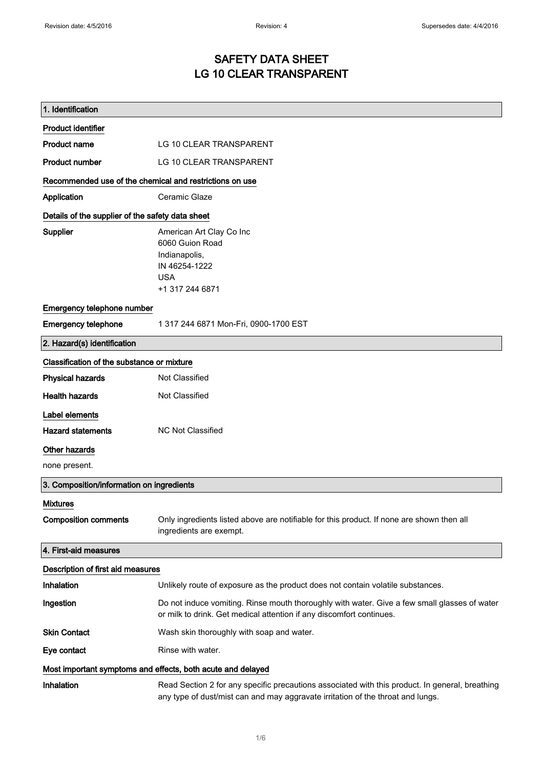Revision date: 4/5/2016 Revision: 4 Supersedes date: 4/4/2016

# SAFETY DATA SHEET
# LG 10 CLEAR TRANSPARENT

## 1. Identification

### Product identifier

| | |
|---|---|
| **Product name** | LG 10 CLEAR TRANSPARENT |
| **Product number** | LG 10 CLEAR TRANSPARENT |

### Recommended use of the chemical and restrictions on use

| | |
|---|---|
| **Application** | Ceramic Glaze |

### Details of the supplier of the safety data sheet

**Supplier**
American Art Clay Co Inc
6060 Guion Road
Indianapolis,
IN 46254-1222
USA
+1 317 244 6871

### Emergency telephone number

| | |
|---|---|
| **Emergency telephone** | 1 317 244 6871 Mon-Fri, 0900-1700 EST |

## 2. Hazard(s) identification

### Classification of the substance or mixture

| | |
|---|---|
| **Physical hazards** | Not Classified |
| **Health hazards** | Not Classified |

### Label elements

| | |
|---|---|
| **Hazard statements** | NC Not Classified |

### Other hazards

none present.

## 3. Composition/information on ingredients

### Mixtures

| | |
|---|---|
| **Composition comments** | Only ingredients listed above are notifiable for this product. If none are shown then all ingredients are exempt. |

## 4. First-aid measures

### Description of first aid measures

| | |
|---|---|
| **Inhalation** | Unlikely route of exposure as the product does not contain volatile substances. |
| **Ingestion** | Do not induce vomiting. Rinse mouth thoroughly with water. Give a few small glasses of water or milk to drink. Get medical attention if any discomfort continues. |
| **Skin Contact** | Wash skin thoroughly with soap and water. |
| **Eye contact** | Rinse with water. |

### Most important symptoms and effects, both acute and delayed

| | |
|---|---|
| **Inhalation** | Read Section 2 for any specific precautions associated with this product. In general, breathing any type of dust/mist can and may aggravate irritation of the throat and lungs. |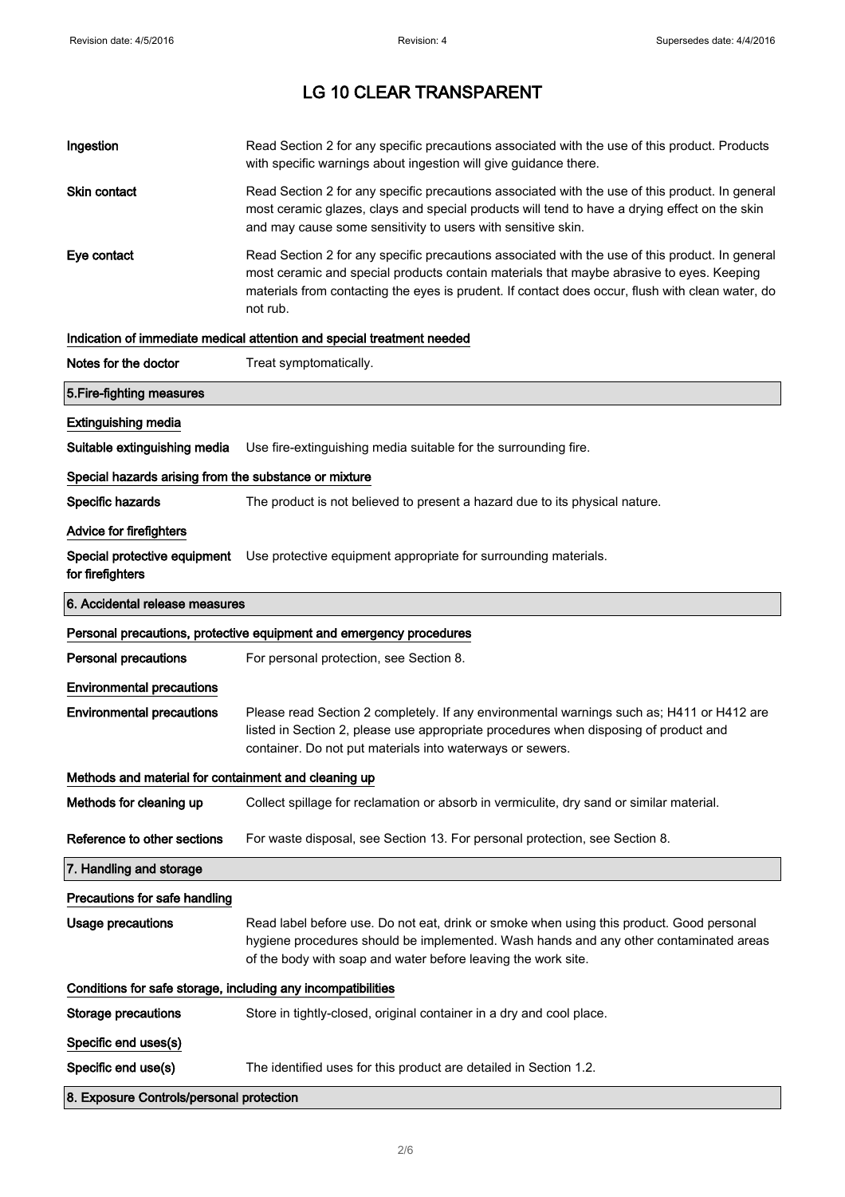**Ingestion** Read Section 2 for any specific precautions associated with the use of this product. Products with specific warnings about ingestion will give guidance there.

**Skin contact** Read Section 2 for any specific precautions associated with the use of this product. In general most ceramic glazes, clays and special products will tend to have a drying effect on the skin and may cause some sensitivity to users with sensitive skin.

**Eye contact** Read Section 2 for any specific precautions associated with the use of this product. In general most ceramic and special products contain materials that maybe abrasive to eyes. Keeping materials from contacting the eyes is prudent. If contact does occur, flush with clean water, do not rub.

### Indication of immediate medical attention and special treatment needed

**Notes for the doctor** Treat symptomatically.

## 5.Fire-fighting measures

### Extinguishing media

**Suitable extinguishing media** Use fire-extinguishing media suitable for the surrounding fire.

### Special hazards arising from the substance or mixture

**Specific hazards** The product is not believed to present a hazard due to its physical nature.

### Advice for firefighters

**Special protective equipment for firefighters** Use protective equipment appropriate for surrounding materials.

## 6. Accidental release measures

### Personal precautions, protective equipment and emergency procedures

**Personal precautions** For personal protection, see Section 8.

### Environmental precautions

**Environmental precautions** Please read Section 2 completely. If any environmental warnings such as; H411 or H412 are listed in Section 2, please use appropriate procedures when disposing of product and container. Do not put materials into waterways or sewers.

### Methods and material for containment and cleaning up

**Methods for cleaning up** Collect spillage for reclamation or absorb in vermiculite, dry sand or similar material.

**Reference to other sections** For waste disposal, see Section 13. For personal protection, see Section 8.

## 7. Handling and storage

### Precautions for safe handling

**Usage precautions** Read label before use. Do not eat, drink or smoke when using this product. Good personal hygiene procedures should be implemented. Wash hands and any other contaminated areas of the body with soap and water before leaving the work site.

### Conditions for safe storage, including any incompatibilities

**Storage precautions** Store in tightly-closed, original container in a dry and cool place.

### Specific end uses(s)

**Specific end use(s)** The identified uses for this product are detailed in Section 1.2.

## 8. Exposure Controls/personal protection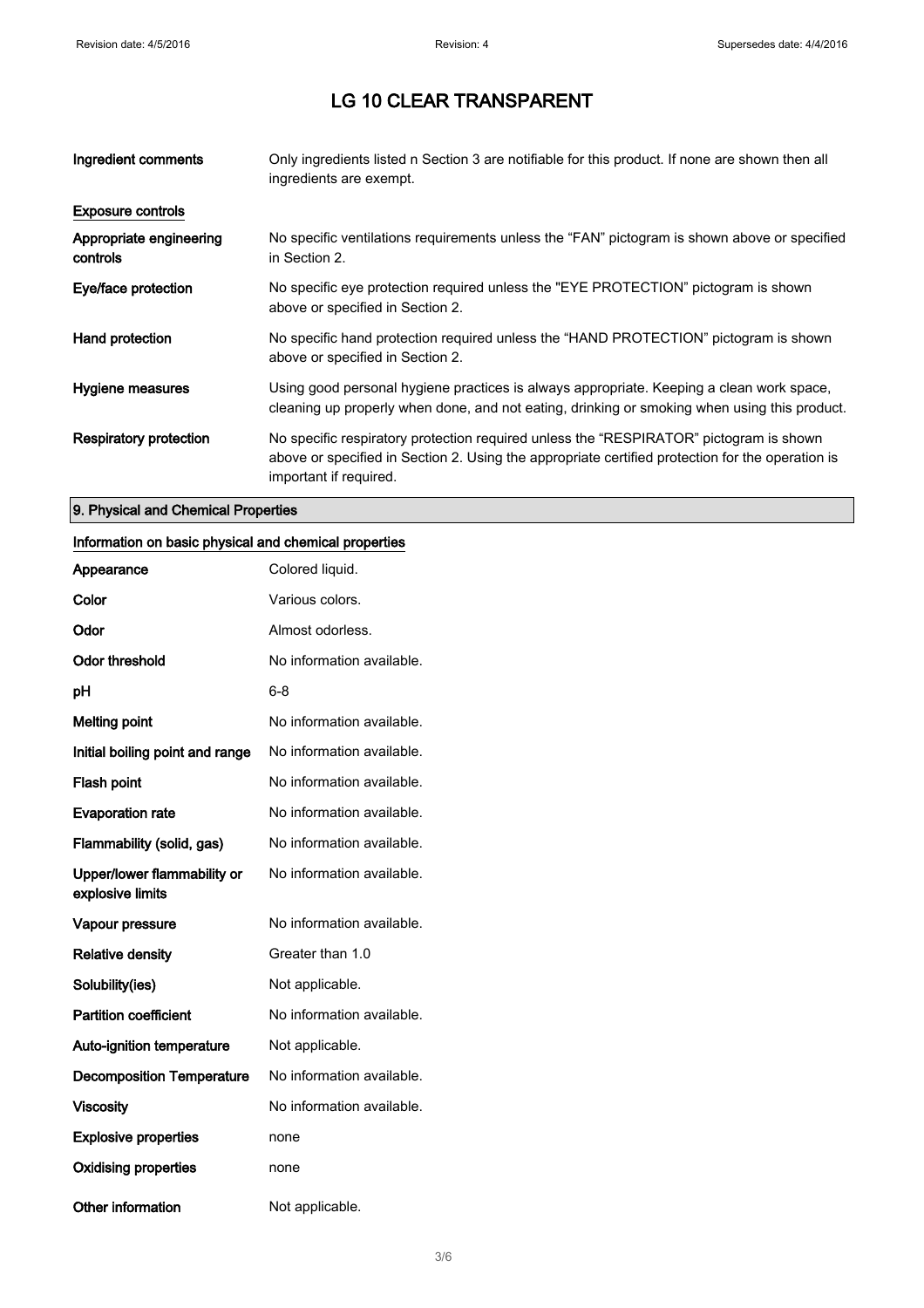# LG 10 CLEAR TRANSPARENT

| | |
|---|---|
| **Ingredient comments** | Only ingredients listed n Section 3 are notifiable for this product. If none are shown then all ingredients are exempt. |

**Exposure controls**

| | |
|---|---|
| **Appropriate engineering controls** | No specific ventilations requirements unless the “FAN” pictogram is shown above or specified in Section 2. |
| **Eye/face protection** | No specific eye protection required unless the "EYE PROTECTION” pictogram is shown above or specified in Section 2. |
| **Hand protection** | No specific hand protection required unless the “HAND PROTECTION” pictogram is shown above or specified in Section 2. |
| **Hygiene measures** | Using good personal hygiene practices is always appropriate. Keeping a clean work space, cleaning up properly when done, and not eating, drinking or smoking when using this product. |
| **Respiratory protection** | No specific respiratory protection required unless the “RESPIRATOR” pictogram is shown above or specified in Section 2. Using the appropriate certified protection for the operation is important if required. |

## 9. Physical and Chemical Properties

**Information on basic physical and chemical properties**

| | |
|---|---|
| **Appearance** | Colored liquid. |
| **Color** | Various colors. |
| **Odor** | Almost odorless. |
| **Odor threshold** | No information available. |
| **pH** | 6-8 |
| **Melting point** | No information available. |
| **Initial boiling point and range** | No information available. |
| **Flash point** | No information available. |
| **Evaporation rate** | No information available. |
| **Flammability (solid, gas)** | No information available. |
| **Upper/lower flammability or explosive limits** | No information available. |
| **Vapour pressure** | No information available. |
| **Relative density** | Greater than 1.0 |
| **Solubility(ies)** | Not applicable. |
| **Partition coefficient** | No information available. |
| **Auto-ignition temperature** | Not applicable. |
| **Decomposition Temperature** | No information available. |
| **Viscosity** | No information available. |
| **Explosive properties** | none |
| **Oxidising properties** | none |
| **Other information** | Not applicable. |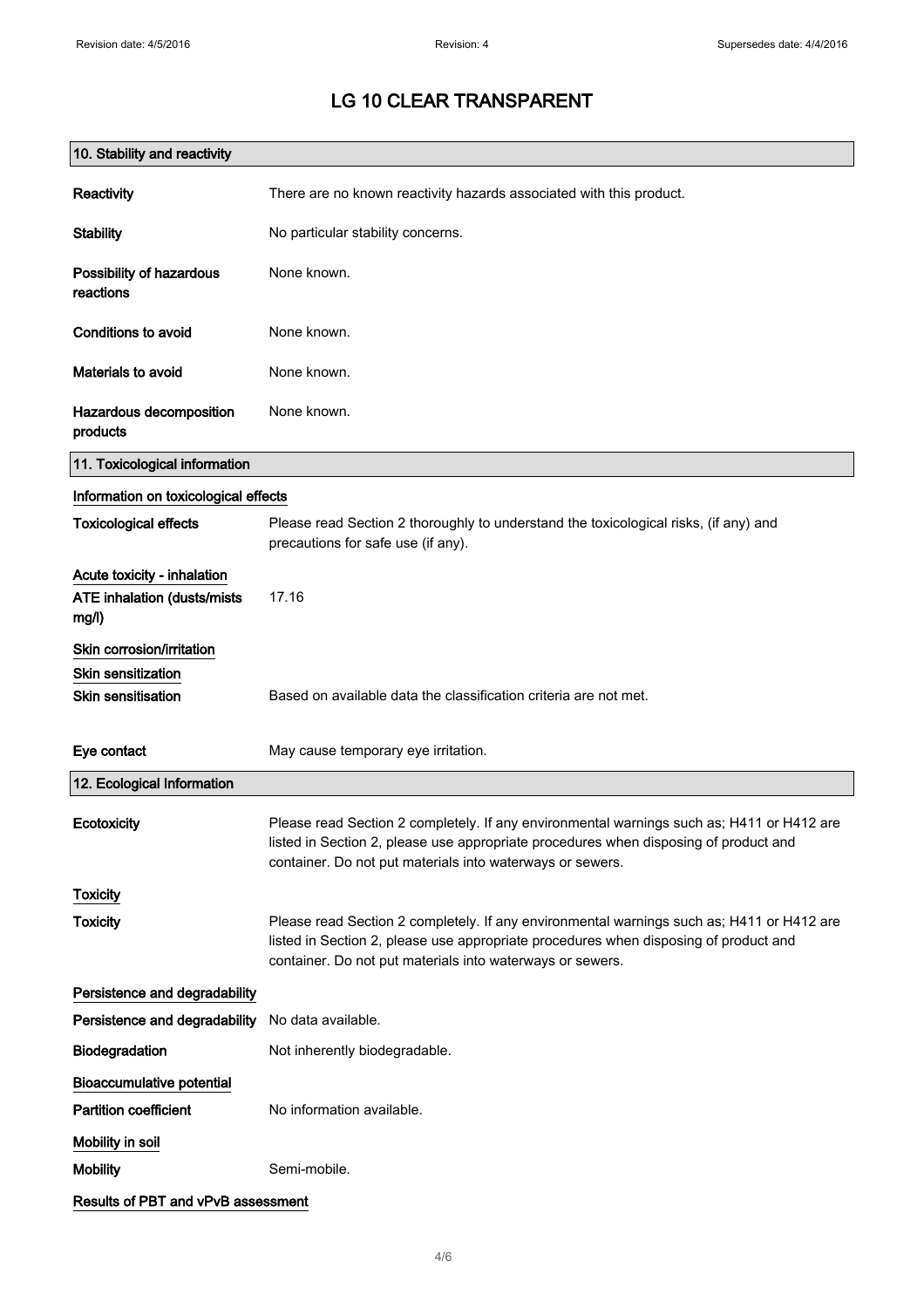# LG 10 CLEAR TRANSPARENT

## 10. Stability and reactivity

**Reactivity** There are no known reactivity hazards associated with this product.

**Stability** No particular stability concerns.

**Possibility of hazardous reactions** None known.

**Conditions to avoid** None known.

**Materials to avoid** None known.

**Hazardous decomposition products** None known.

## 11. Toxicological information

### Information on toxicological effects

**Toxicological effects** Please read Section 2 thoroughly to understand the toxicological risks, (if any) and precautions for safe use (if any).

### Acute toxicity - inhalation

**ATE inhalation (dusts/mists mg/l)** 17.16

### Skin corrosion/irritation

### Skin sensitization

**Skin sensitisation** Based on available data the classification criteria are not met.

**Eye contact** May cause temporary eye irritation.

## 12. Ecological Information

**Ecotoxicity** Please read Section 2 completely. If any environmental warnings such as; H411 or H412 are listed in Section 2, please use appropriate procedures when disposing of product and container. Do not put materials into waterways or sewers.

### Toxicity

**Toxicity** Please read Section 2 completely. If any environmental warnings such as; H411 or H412 are listed in Section 2, please use appropriate procedures when disposing of product and container. Do not put materials into waterways or sewers.

### Persistence and degradability

**Persistence and degradability** No data available.

**Biodegradation** Not inherently biodegradable.

### Bioaccumulative potential

**Partition coefficient** No information available.

### Mobility in soil

**Mobility** Semi-mobile.

### Results of PBT and vPvB assessment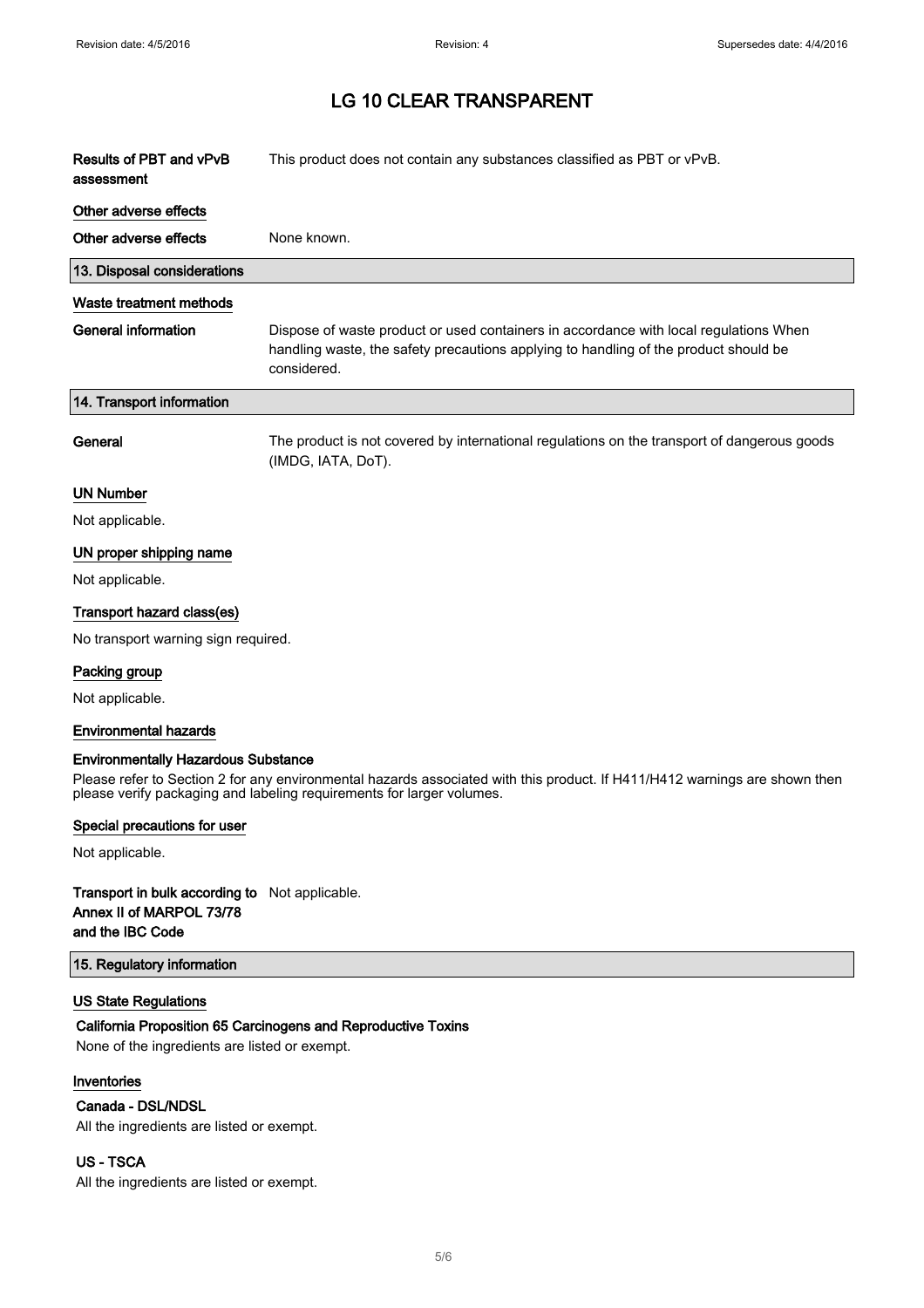# LG 10 CLEAR TRANSPARENT

**Results of PBT and vPvB assessment** This product does not contain any substances classified as PBT or vPvB.

**Other adverse effects**

**Other adverse effects** None known.

## 13. Disposal considerations

**Waste treatment methods**

**General information** Dispose of waste product or used containers in accordance with local regulations When handling waste, the safety precautions applying to handling of the product should be considered.

## 14. Transport information

**General** The product is not covered by international regulations on the transport of dangerous goods (IMDG, IATA, DoT).

**UN Number**

Not applicable.

**UN proper shipping name**

Not applicable.

**Transport hazard class(es)**

No transport warning sign required.

**Packing group**

Not applicable.

**Environmental hazards**

**Environmentally Hazardous Substance**

Please refer to Section 2 for any environmental hazards associated with this product. If H411/H412 warnings are shown then please verify packaging and labeling requirements for larger volumes.

**Special precautions for user**

Not applicable.

**Transport in bulk according to Annex II of MARPOL 73/78 and the IBC Code** Not applicable.

## 15. Regulatory information

**US State Regulations**

**California Proposition 65 Carcinogens and Reproductive Toxins**

None of the ingredients are listed or exempt.

**Inventories**

**Canada - DSL/NDSL**

All the ingredients are listed or exempt.

**US - TSCA**

All the ingredients are listed or exempt.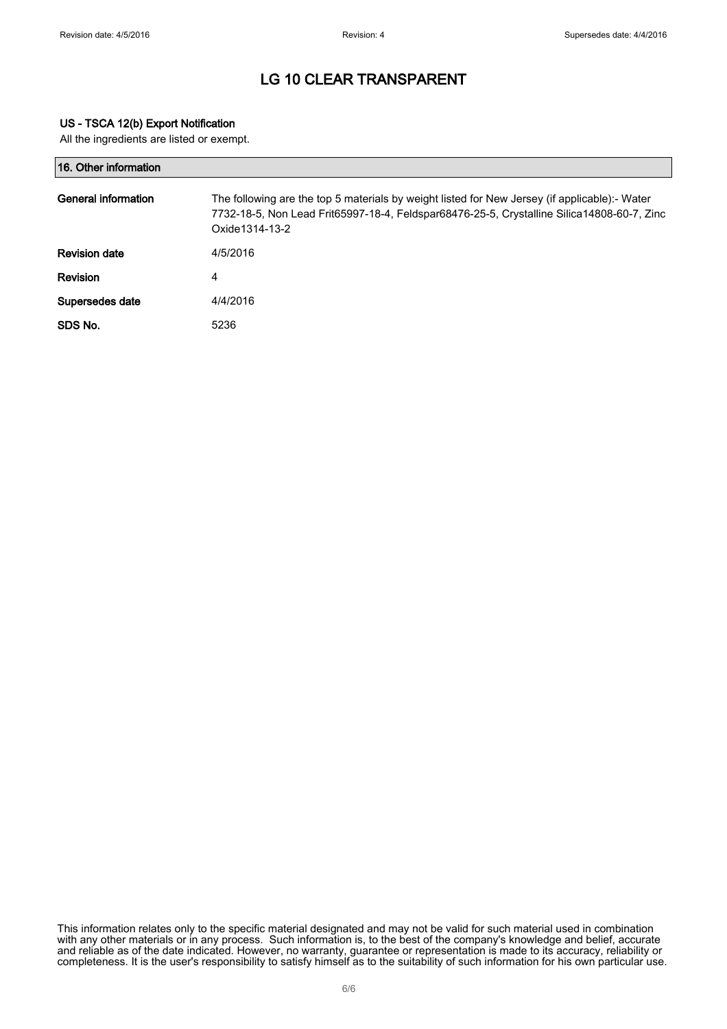#### US - TSCA 12(b) Export Notification

All the ingredients are listed or exempt.

## 16. Other information

| | |
|---|---|
| **General information** | The following are the top 5 materials by weight listed for New Jersey (if applicable):- Water 7732-18-5, Non Lead Frit65997-18-4, Feldspar68476-25-5, Crystalline Silica14808-60-7, Zinc Oxide1314-13-2 |
| **Revision date** | 4/5/2016 |
| **Revision** | 4 |
| **Supersedes date** | 4/4/2016 |
| **SDS No.** | 5236 |

This information relates only to the specific material designated and may not be valid for such material used in combination with any other materials or in any process. Such information is, to the best of the company's knowledge and belief, accurate and reliable as of the date indicated. However, no warranty, guarantee or representation is made to its accuracy, reliability or completeness. It is the user's responsibility to satisfy himself as to the suitability of such information for his own particular use.